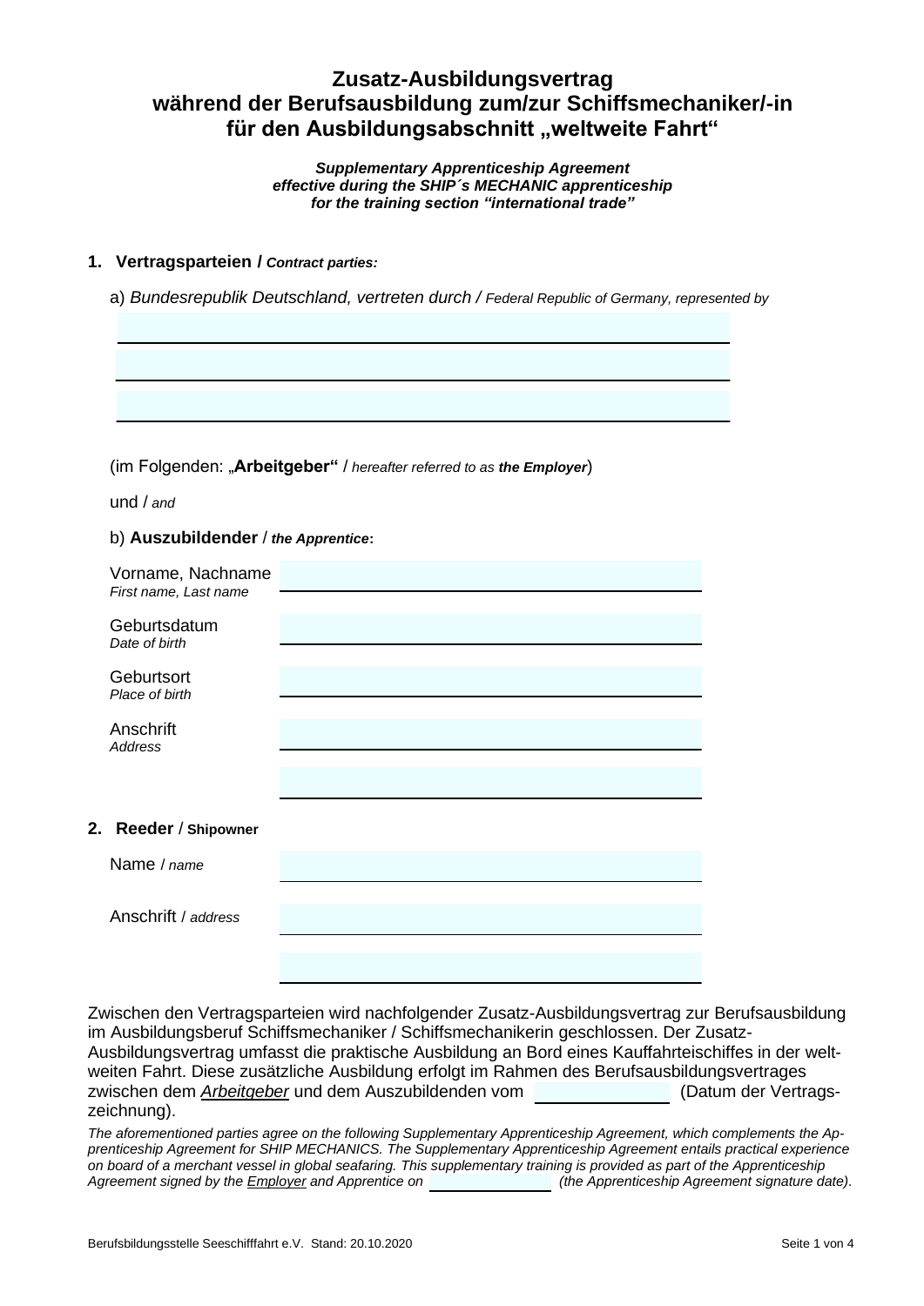# Zusatz-Ausbildungsvertrag während der Berufsausbildung zum/zur Schiffsmechaniker/-in für den Ausbildungsabschnitt „weltweite Fahrt“

***Supplementary Apprenticeship Agreement effective during the SHIP´s MECHANIC apprenticeship for the training section “international trade”***

## 1. Vertragsparteien / *Contract parties:*

a) *Bundesrepublik Deutschland, vertreten durch /* *Federal Republic of Germany, represented by*

\_\_\_\_\_\_\_\_\_\_\_\_\_\_\_\_\_\_\_\_\_\_\_\_\_\_\_\_\_\_\_\_\_\_\_\_\_\_\_\_

\_\_\_\_\_\_\_\_\_\_\_\_\_\_\_\_\_\_\_\_\_\_\_\_\_\_\_\_\_\_\_\_\_\_\_\_\_\_\_\_

\_\_\_\_\_\_\_\_\_\_\_\_\_\_\_\_\_\_\_\_\_\_\_\_\_\_\_\_\_\_\_\_\_\_\_\_\_\_\_\_

(im Folgenden: „**Arbeitgeber**“ / *hereafter referred to as **the Employer***)

und / *and*

b) **Auszubildender** / ***the Apprentice*:**

| | |
|---|---|
| Vorname, Nachname<br>*First name, Last name* | |
| Geburtsdatum<br>*Date of birth* | |
| Geburtsort<br>*Place of birth* | |
| Anschrift<br>*Address* | |
| | |

## 2. Reeder / Shipowner

| | |
|---|---|
| Name / *name* | |
| Anschrift / *address* | |
| | |

Zwischen den Vertragsparteien wird nachfolgender Zusatz-Ausbildungsvertrag zur Berufsausbildung im Ausbildungsberuf Schiffsmechaniker / Schiffsmechanikerin geschlossen. Der Zusatz-Ausbildungsvertrag umfasst die praktische Ausbildung an Bord eines Kauffahrteischiffes in der weltweiten Fahrt. Diese zusätzliche Ausbildung erfolgt im Rahmen des Berufsausbildungsvertrages zwischen dem *Arbeitgeber* und dem Auszubildenden vom \_\_\_\_\_\_\_\_\_\_\_\_ (Datum der Vertragszeichnung).

*The aforementioned parties agree on the following Supplementary Apprenticeship Agreement, which complements the Apprenticeship Agreement for SHIP MECHANICS. The Supplementary Apprenticeship Agreement entails practical experience on board of a merchant vessel in global seafaring. This supplementary training is provided as part of the Apprenticeship Agreement signed by the Employer and Apprentice on \_\_\_\_\_\_\_\_\_\_\_\_ (the Apprenticeship Agreement signature date).*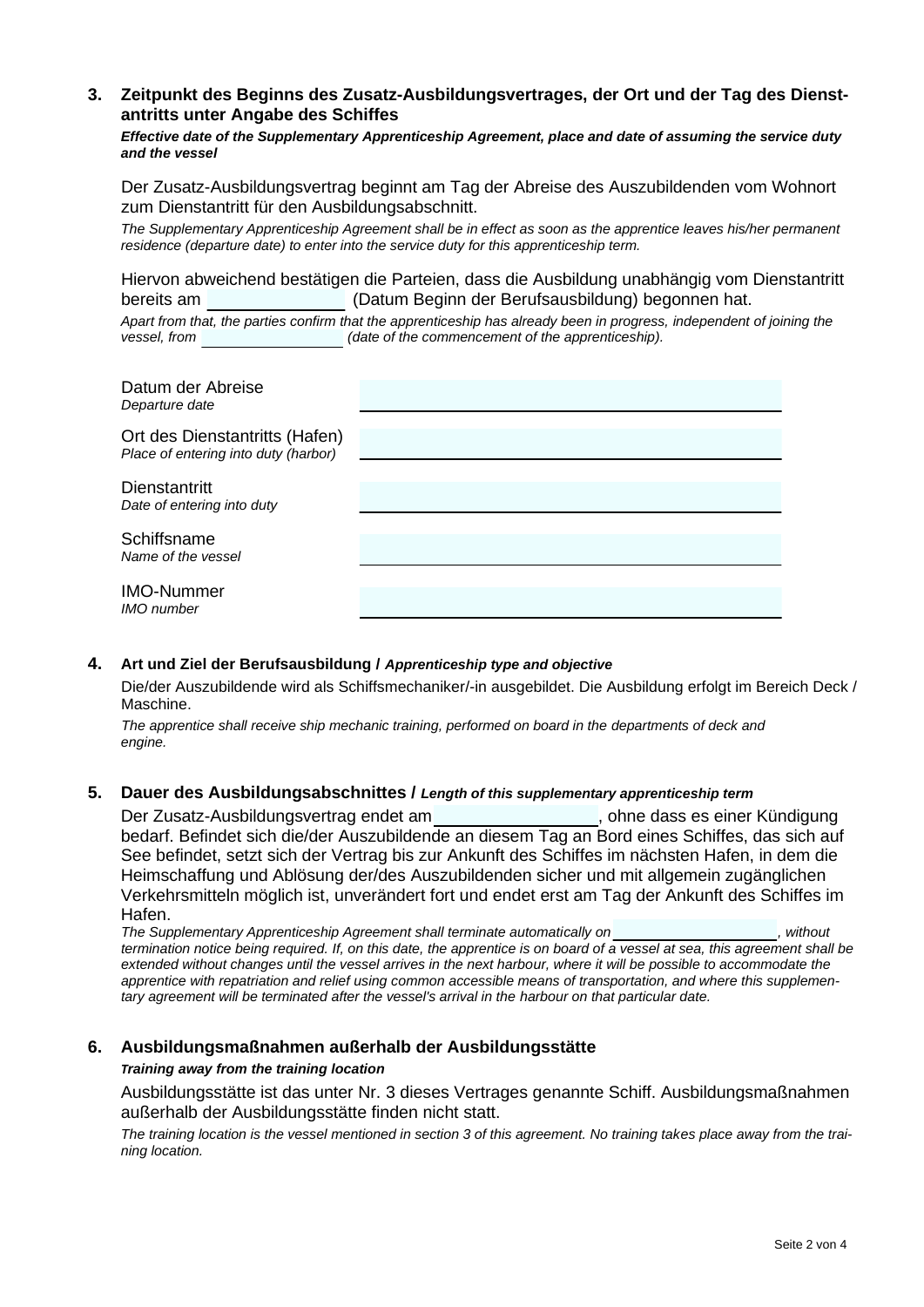### 3. Zeitpunkt des Beginns des Zusatz-Ausbildungsvertrages, der Ort und der Tag des Dienstantritts unter Angabe des Schiffes

***Effective date of the Supplementary Apprenticeship Agreement, place and date of assuming the service duty and the vessel***

Der Zusatz-Ausbildungsvertrag beginnt am Tag der Abreise des Auszubildenden vom Wohnort zum Dienstantritt für den Ausbildungsabschnitt.

*The Supplementary Apprenticeship Agreement shall be in effect as soon as the apprentice leaves his/her permanent residence (departure date) to enter into the service duty for this apprenticeship term.*

Hiervon abweichend bestätigen die Parteien, dass die Ausbildung unabhängig vom Dienstantritt bereits am \_\_\_\_\_\_\_\_\_\_\_\_\_\_\_ (Datum Beginn der Berufsausbildung) begonnen hat.

*Apart from that, the parties confirm that the apprenticeship has already been in progress, independent of joining the vessel, from \_\_\_\_\_\_\_\_\_\_\_\_\_\_\_ (date of the commencement of the apprenticeship).*

| | |
|---|---|
| Datum der Abreise<br>*Departure date* | |
| Ort des Dienstantritts (Hafen)<br>*Place of entering into duty (harbor)* | |
| Dienstantritt<br>*Date of entering into duty* | |
| Schiffsname<br>*Name of the vessel* | |
| IMO-Nummer<br>*IMO number* | |

### 4. Art und Ziel der Berufsausbildung / *Apprenticeship type and objective*

Die/der Auszubildende wird als Schiffsmechaniker/-in ausgebildet. Die Ausbildung erfolgt im Bereich Deck / Maschine.

*The apprentice shall receive ship mechanic training, performed on board in the departments of deck and engine.*

### 5. Dauer des Ausbildungsabschnittes / *Length of this supplementary apprenticeship term*

Der Zusatz-Ausbildungsvertrag endet am \_\_\_\_\_\_\_\_\_\_\_\_\_\_\_, ohne dass es einer Kündigung bedarf. Befindet sich die/der Auszubildende an diesem Tag an Bord eines Schiffes, das sich auf See befindet, setzt sich der Vertrag bis zur Ankunft des Schiffes im nächsten Hafen, in dem die Heimschaffung und Ablösung der/des Auszubildenden sicher und mit allgemein zugänglichen Verkehrsmitteln möglich ist, unverändert fort und endet erst am Tag der Ankunft des Schiffes im Hafen.

*The Supplementary Apprenticeship Agreement shall terminate automatically on \_\_\_\_\_\_\_\_\_\_\_\_\_\_\_, without termination notice being required. If, on this date, the apprentice is on board of a vessel at sea, this agreement shall be extended without changes until the vessel arrives in the next harbour, where it will be possible to accommodate the apprentice with repatriation and relief using common accessible means of transportation, and where this supplementary agreement will be terminated after the vessel's arrival in the harbour on that particular date.*

### 6. Ausbildungsmaßnahmen außerhalb der Ausbildungsstätte

***Training away from the training location***

Ausbildungsstätte ist das unter Nr. 3 dieses Vertrages genannte Schiff. Ausbildungsmaßnahmen außerhalb der Ausbildungsstätte finden nicht statt.

*The training location is the vessel mentioned in section 3 of this agreement. No training takes place away from the training location.*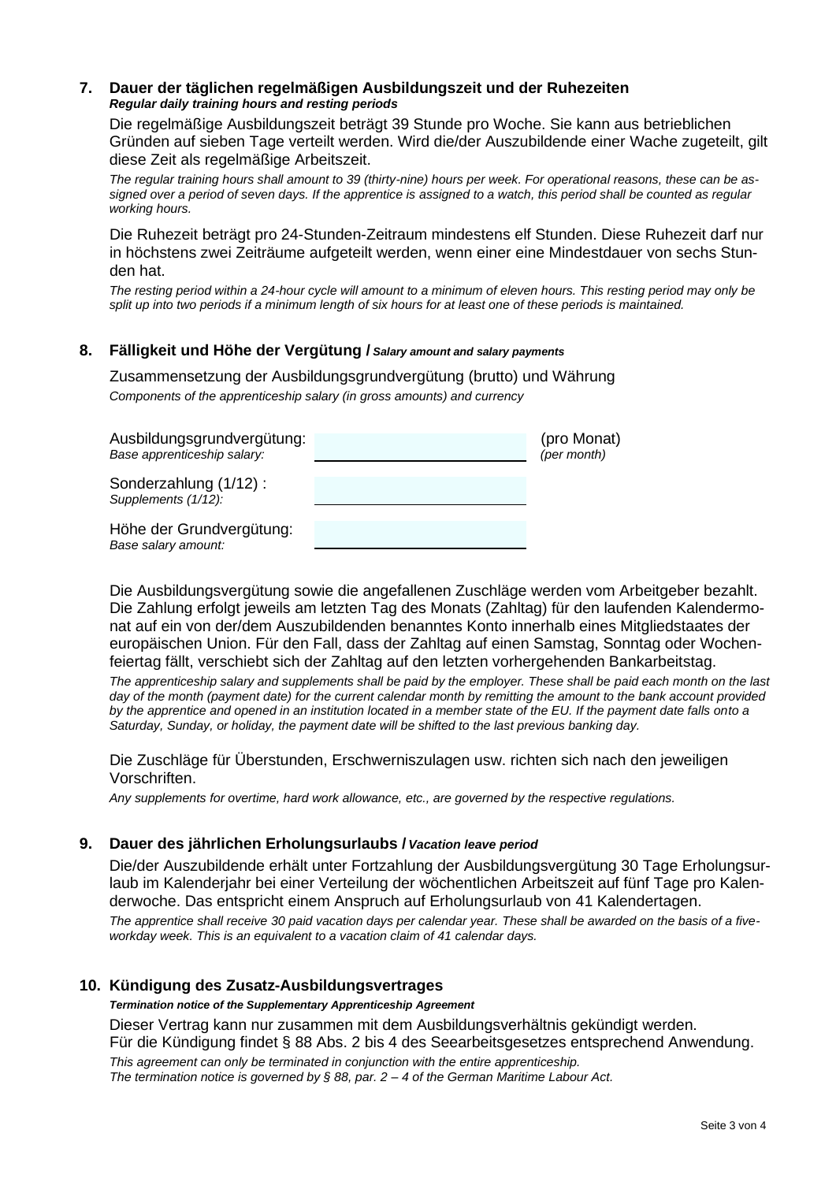## 7. Dauer der täglichen regelmäßigen Ausbildungszeit und der Ruhezeiten

***Regular daily training hours and resting periods***

Die regelmäßige Ausbildungszeit beträgt 39 Stunde pro Woche. Sie kann aus betrieblichen Gründen auf sieben Tage verteilt werden. Wird die/der Auszubildende einer Wache zugeteilt, gilt diese Zeit als regelmäßige Arbeitszeit.

*The regular training hours shall amount to 39 (thirty-nine) hours per week. For operational reasons, these can be assigned over a period of seven days. If the apprentice is assigned to a watch, this period shall be counted as regular working hours.*

Die Ruhezeit beträgt pro 24-Stunden-Zeitraum mindestens elf Stunden. Diese Ruhezeit darf nur in höchstens zwei Zeiträume aufgeteilt werden, wenn einer eine Mindestdauer von sechs Stunden hat.

*The resting period within a 24-hour cycle will amount to a minimum of eleven hours. This resting period may only be split up into two periods if a minimum length of six hours for at least one of these periods is maintained.*

## 8. Fälligkeit und Höhe der Vergütung / *Salary amount and salary payments*

Zusammensetzung der Ausbildungsgrundvergütung (brutto) und Währung

*Components of the apprenticeship salary (in gross amounts) and currency*

| | | |
|---|---|---|
| Ausbildungsgrundvergütung: *Base apprenticeship salary:* | | (pro Monat) *(per month)* |
| Sonderzahlung (1/12) : *Supplements (1/12):* | | |
| Höhe der Grundvergütung: *Base salary amount:* | | |

Die Ausbildungsvergütung sowie die angefallenen Zuschläge werden vom Arbeitgeber bezahlt. Die Zahlung erfolgt jeweils am letzten Tag des Monats (Zahltag) für den laufenden Kalendermonat auf ein von der/dem Auszubildenden benanntes Konto innerhalb eines Mitgliedstaates der europäischen Union. Für den Fall, dass der Zahltag auf einen Samstag, Sonntag oder Wochenfeiertag fällt, verschiebt sich der Zahltag auf den letzten vorhergehenden Bankarbeitstag.

*The apprenticeship salary and supplements shall be paid by the employer. These shall be paid each month on the last day of the month (payment date) for the current calendar month by remitting the amount to the bank account provided by the apprentice and opened in an institution located in a member state of the EU. If the payment date falls onto a Saturday, Sunday, or holiday, the payment date will be shifted to the last previous banking day.*

Die Zuschläge für Überstunden, Erschwerniszulagen usw. richten sich nach den jeweiligen Vorschriften.

*Any supplements for overtime, hard work allowance, etc., are governed by the respective regulations.*

## 9. Dauer des jährlichen Erholungsurlaubs / *Vacation leave period*

Die/der Auszubildende erhält unter Fortzahlung der Ausbildungsvergütung 30 Tage Erholungsurlaub im Kalenderjahr bei einer Verteilung der wöchentlichen Arbeitszeit auf fünf Tage pro Kalenderwoche. Das entspricht einem Anspruch auf Erholungsurlaub von 41 Kalendertagen.

*The apprentice shall receive 30 paid vacation days per calendar year. These shall be awarded on the basis of a five-workday week. This is an equivalent to a vacation claim of 41 calendar days.*

## 10. Kündigung des Zusatz-Ausbildungsvertrages

***Termination notice of the Supplementary Apprenticeship Agreement***

Dieser Vertrag kann nur zusammen mit dem Ausbildungsverhältnis gekündigt werden.
Für die Kündigung findet § 88 Abs. 2 bis 4 des Seearbeitsgesetzes entsprechend Anwendung.

*This agreement can only be terminated in conjunction with the entire apprenticeship.*
*The termination notice is governed by § 88, par. 2 – 4 of the German Maritime Labour Act.*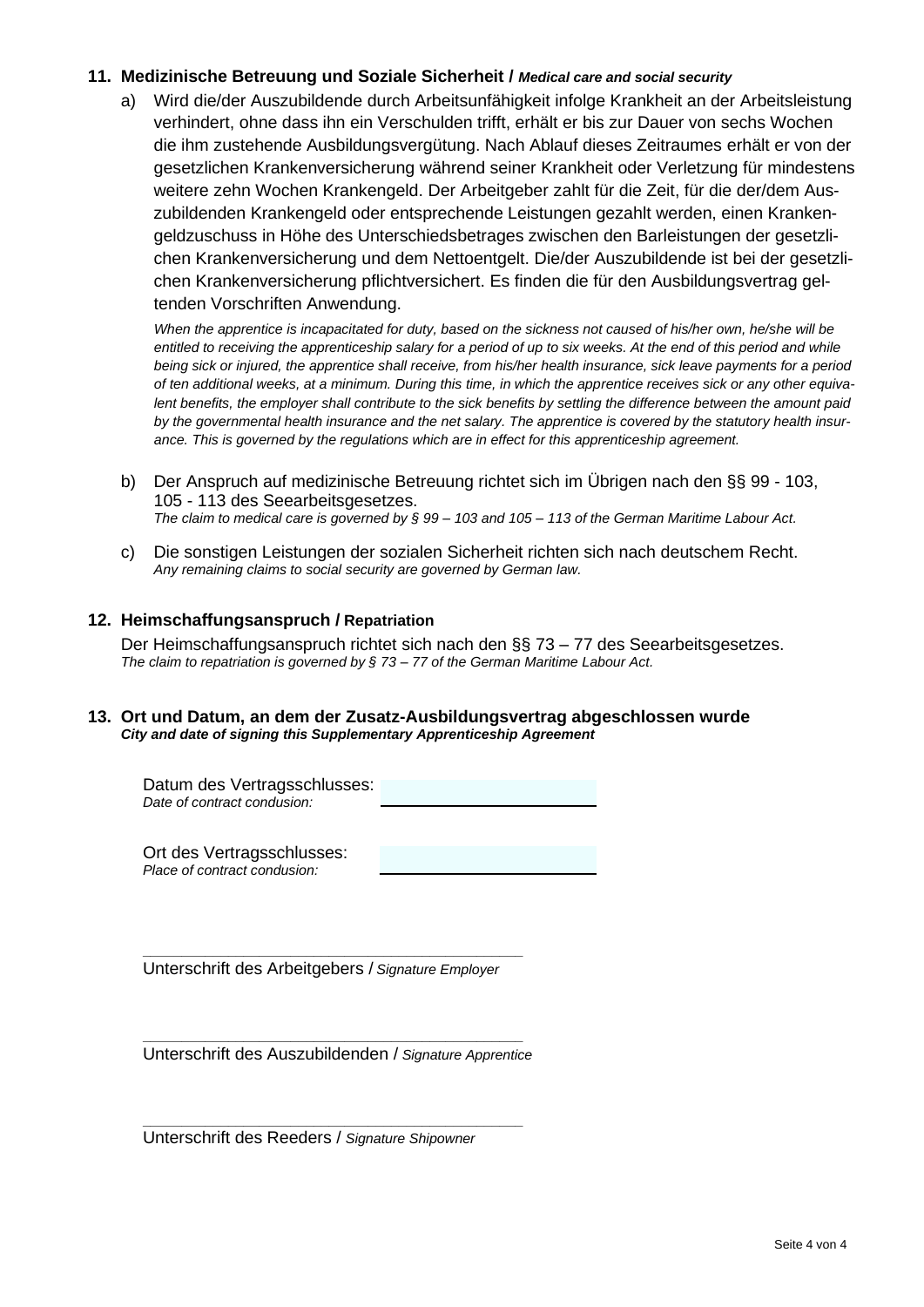## 11. Medizinische Betreuung und Soziale Sicherheit / *Medical care and social security*

a) Wird die/der Auszubildende durch Arbeitsunfähigkeit infolge Krankheit an der Arbeitsleistung verhindert, ohne dass ihn ein Verschulden trifft, erhält er bis zur Dauer von sechs Wochen die ihm zustehende Ausbildungsvergütung. Nach Ablauf dieses Zeitraumes erhält er von der gesetzlichen Krankenversicherung während seiner Krankheit oder Verletzung für mindestens weitere zehn Wochen Krankengeld. Der Arbeitgeber zahlt für die Zeit, für die der/dem Auszubildenden Krankengeld oder entsprechende Leistungen gezahlt werden, einen Krankengeldzuschuss in Höhe des Unterschiedsbetrages zwischen den Barleistungen der gesetzlichen Krankenversicherung und dem Nettoentgelt. Die/der Auszubildende ist bei der gesetzlichen Krankenversicherung pflichtversichert. Es finden die für den Ausbildungsvertrag geltenden Vorschriften Anwendung.

   *When the apprentice is incapacitated for duty, based on the sickness not caused of his/her own, he/she will be entitled to receiving the apprenticeship salary for a period of up to six weeks. At the end of this period and while being sick or injured, the apprentice shall receive, from his/her health insurance, sick leave payments for a period of ten additional weeks, at a minimum. During this time, in which the apprentice receives sick or any other equivalent benefits, the employer shall contribute to the sick benefits by settling the difference between the amount paid by the governmental health insurance and the net salary. The apprentice is covered by the statutory health insurance. This is governed by the regulations which are in effect for this apprenticeship agreement.*

b) Der Anspruch auf medizinische Betreuung richtet sich im Übrigen nach den §§ 99 - 103, 105 - 113 des Seearbeitsgesetzes.
   *The claim to medical care is governed by § 99 – 103 and 105 – 113 of the German Maritime Labour Act.*

c) Die sonstigen Leistungen der sozialen Sicherheit richten sich nach deutschem Recht.
   *Any remaining claims to social security are governed by German law.*

## 12. Heimschaffungsanspruch / Repatriation

Der Heimschaffungsanspruch richtet sich nach den §§ 73 – 77 des Seearbeitsgesetzes.
*The claim to repatriation is governed by § 73 – 77 of the German Maritime Labour Act.*

## 13. Ort und Datum, an dem der Zusatz-Ausbildungsvertrag abgeschlossen wurde
***City and date of signing this Supplementary Apprenticeship Agreement***

Datum des Vertragsschlusses: ____________________
*Date of contract condusion:*

Ort des Vertragsschlusses: ____________________
*Place of contract condusion:*

____________________
Unterschrift des Arbeitgebers / *Signature Employer*

____________________
Unterschrift des Auszubildenden / *Signature Apprentice*

____________________
Unterschrift des Reeders / *Signature Shipowner*